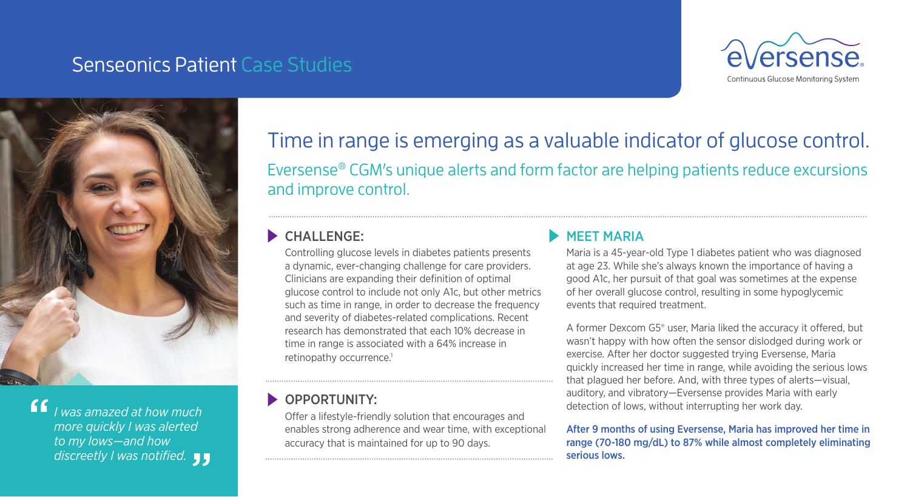Senseonics Patient Case Studies

Eversense® Continuous Glucose Monitoring System

# Time in range is emerging as a valuable indicator of glucose control.

## Eversense® CGM's unique alerts and form factor are helping patients reduce excursions and improve control.

### CHALLENGE:

Controlling glucose levels in diabetes patients presents a dynamic, ever-changing challenge for care providers. Clinicians are expanding their definition of optimal glucose control to include not only A1c, but other metrics such as time in range, in order to decrease the frequency and severity of diabetes-related complications. Recent research has demonstrated that each 10% decrease in time in range is associated with a 64% increase in retinopathy occurrence.[1]

### OPPORTUNITY:

Offer a lifestyle-friendly solution that encourages and enables strong adherence and wear time, with exceptional accuracy that is maintained for up to 90 days.

### MEET MARIA

Maria is a 45-year-old Type 1 diabetes patient who was diagnosed at age 23. While she's always known the importance of having a good A1c, her pursuit of that goal was sometimes at the expense of her overall glucose control, resulting in some hypoglycemic events that required treatment.

A former Dexcom G5® user, Maria liked the accuracy it offered, but wasn't happy with how often the sensor dislodged during work or exercise. After her doctor suggested trying Eversense, Maria quickly increased her time in range, while avoiding the serious lows that plagued her before. And, with three types of alerts—visual, auditory, and vibratory—Eversense provides Maria with early detection of lows, without interrupting her work day.

**After 9 months of using Eversense, Maria has improved her time in range (70-180 mg/dL) to 87% while almost completely eliminating serious lows.**

> *"I was amazed at how much more quickly I was alerted to my lows—and how discreetly I was notified."*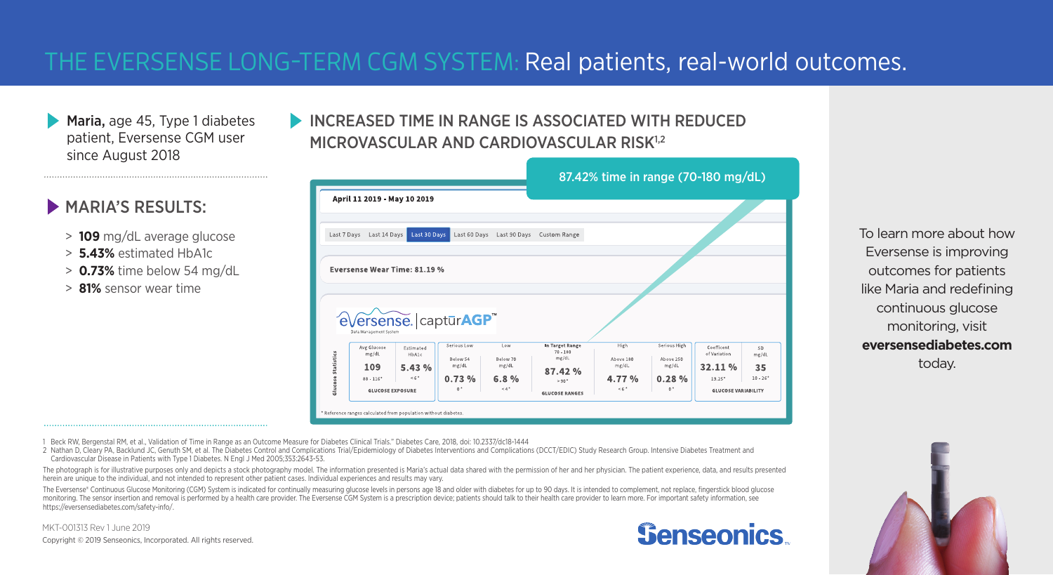# THE EVERSENSE LONG-TERM CGM SYSTEM: Real patients, real-world outcomes.

**Maria,** age 45, Type 1 diabetes patient, Eversense CGM user since August 2018

## MARIA'S RESULTS:

- **109** mg/dL average glucose
- **5.43%** estimated HbA1c
- **0.73%** time below 54 mg/dL
- **81%** sensor wear time

## INCREASED TIME IN RANGE IS ASSOCIATED WITH REDUCED MICROVASCULAR AND CARDIOVASCULAR RISK[1,2]

87.42% time in range (70-180 mg/dL)

April 11 2019 - May 10 2019

Last 7 Days | Last 14 Days | Last 30 Days | Last 60 Days | Last 90 Days | Custom Range

Eversense Wear Time: 81.19 %

eversense. Data Management System | captūrAGP™

Glucose Statistics

| Avg Glucose mg/dL | Estimated HbA1c | Serious Low Below 54 mg/dL | Low Below 70 mg/dL | In Target Range 70 - 180 mg/dL | High Above 180 mg/dL | Serious High Above 250 mg/dL | Coefficient of Variation | SD mg/dL |
|---|---|---|---|---|---|---|---|---|
| 109 | 5.43 % | 0.73 % | 6.8 % | 87.42 % | 4.77 % | 0.28 % | 32.11 % | 35 |
| 88 - 116* | <6* | 0* | <4* | >90* | <6* | 0* | 19.25* | 10 - 26* |
| GLUCOSE EXPOSURE | | GLUCOSE RANGES | | | | | GLUCOSE VARIABILITY | |

* Reference ranges calculated from population without diabetes.

To learn more about how Eversense is improving outcomes for patients like Maria and redefining continuous glucose monitoring, visit **eversensediabetes.com** today.

1 Beck RW, Bergenstal RM, et al., Validation of Time in Range as an Outcome Measure for Diabetes Clinical Trials." Diabetes Care, 2018, doi: 10.2337/dc18-1444

2 Nathan D, Cleary PA, Backlund JC, Genuth SM, et al. The Diabetes Control and Complications Trial/Epidemiology of Diabetes Interventions and Complications (DCCT/EDIC) Study Research Group. Intensive Diabetes Treatment and Cardiovascular Disease in Patients with Type 1 Diabetes. N Engl J Med 2005;353:2643-53.

The photograph is for illustrative purposes only and depicts a stock photography model. The information presented is Maria's actual data shared with the permission of her and her physician. The patient experience, data, and results presented herein are unique to the individual, and not intended to represent other patient cases. Individual experiences and results may vary.

The Eversense® Continuous Glucose Monitoring (CGM) System is indicated for continually measuring glucose levels in persons age 18 and older with diabetes for up to 90 days. It is intended to complement, not replace, fingerstick blood glucose monitoring. The sensor insertion and removal is performed by a health care provider. The Eversense CGM System is a prescription device; patients should talk to their health care provider to learn more. For important safety information, see https://eversensediabetes.com/safety-info/.

MKT-001313 Rev 1 June 2019

Copyright © 2019 Senseonics, Incorporated. All rights reserved.

Senseonics™